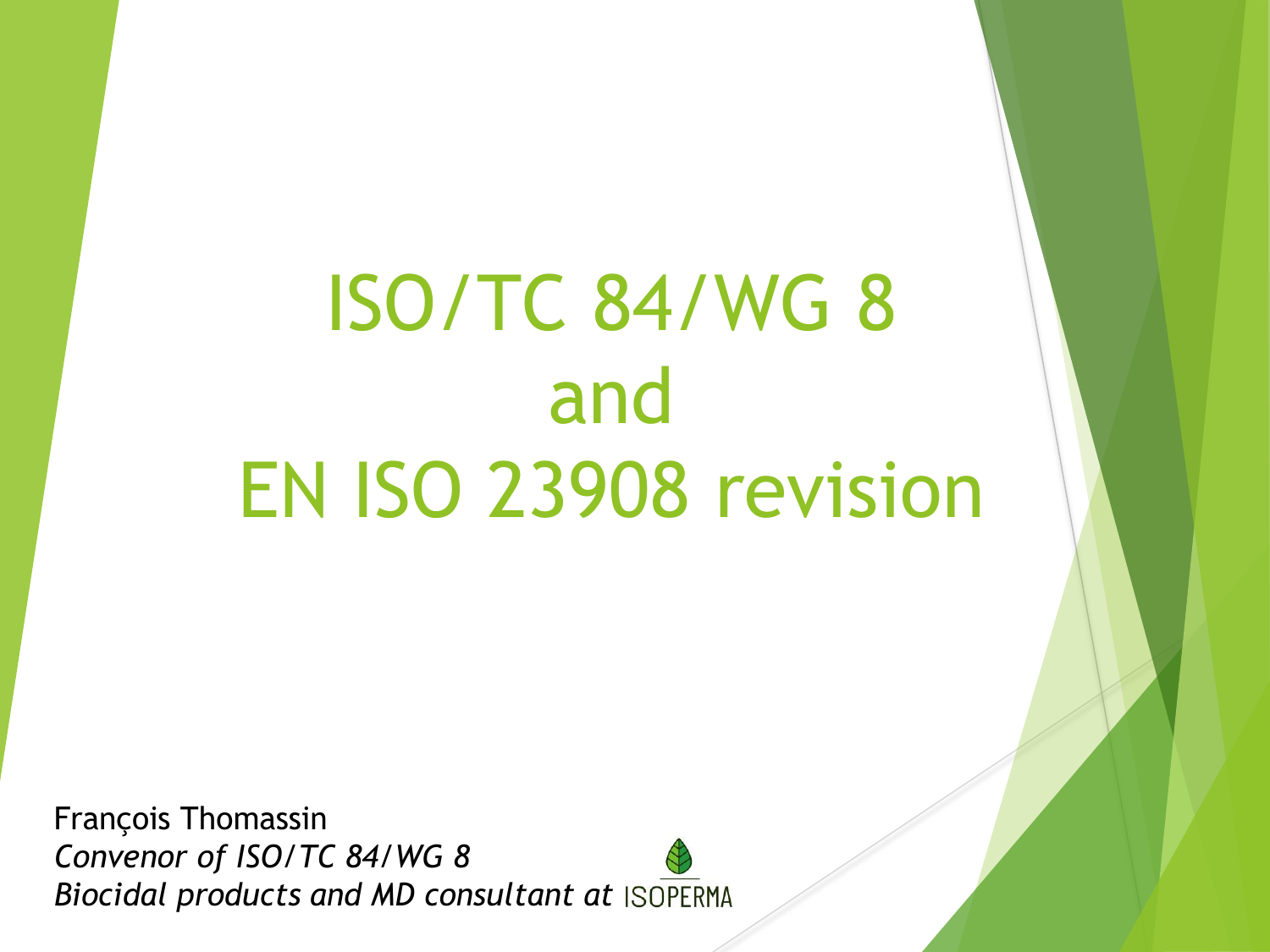# ISO/TC 84/WG 8 and EN ISO 23908 revision

François Thomassin
*Convenor of ISO/TC 84/WG 8*
*Biocidal products and MD consultant at* ISOPERMA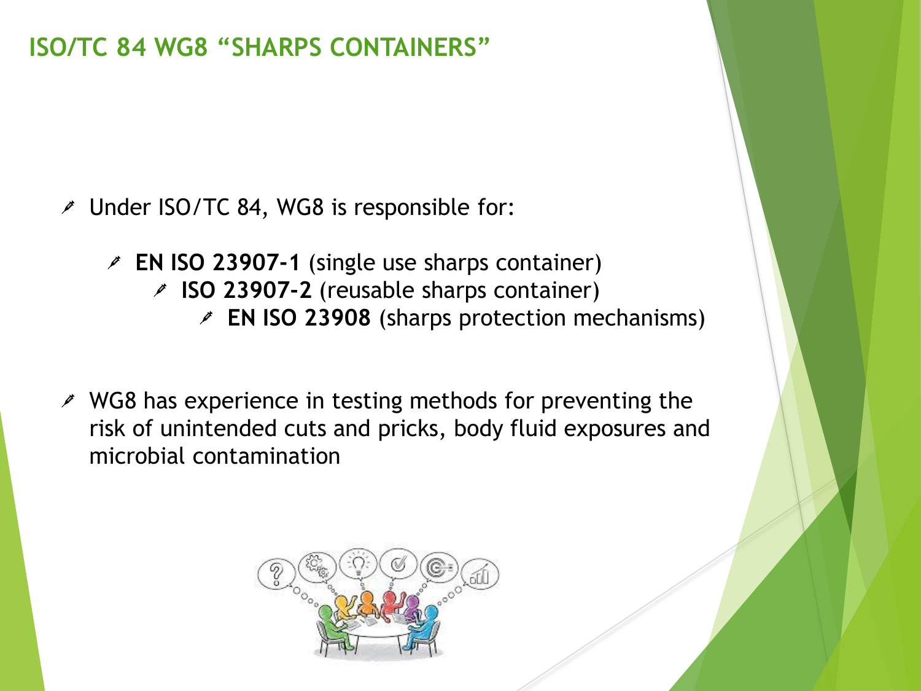# ISO/TC 84 WG8 “SHARPS CONTAINERS”

- Under ISO/TC 84, WG8 is responsible for:
  - **EN ISO 23907-1** (single use sharps container)
    - **ISO 23907-2** (reusable sharps container)
      - **EN ISO 23908** (sharps protection mechanisms)

- WG8 has experience in testing methods for preventing the risk of unintended cuts and pricks, body fluid exposures and microbial contamination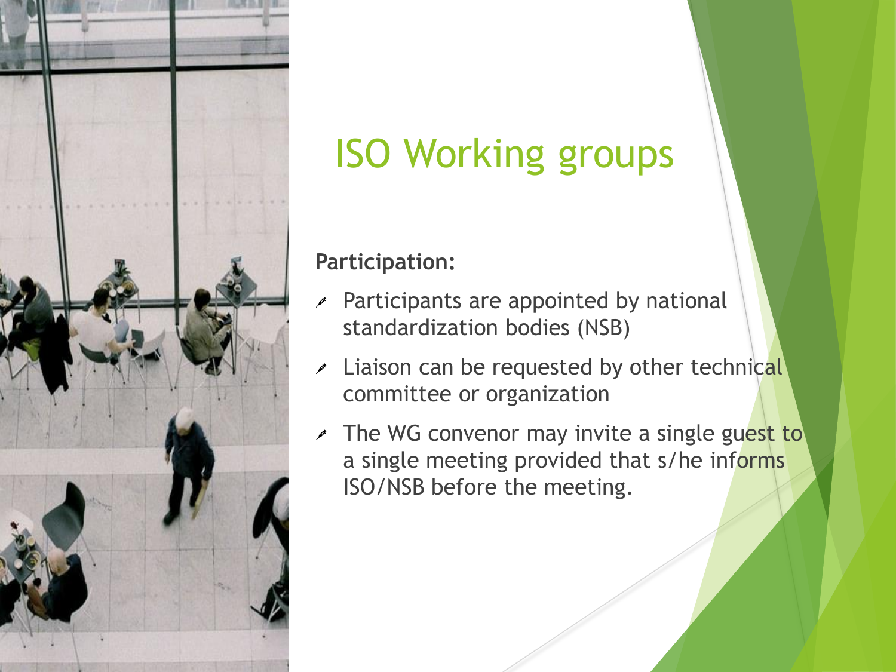# ISO Working groups

**Participation:**

- Participants are appointed by national standardization bodies (NSB)
- Liaison can be requested by other technical committee or organization
- The WG convenor may invite a single guest to a single meeting provided that s/he informs ISO/NSB before the meeting.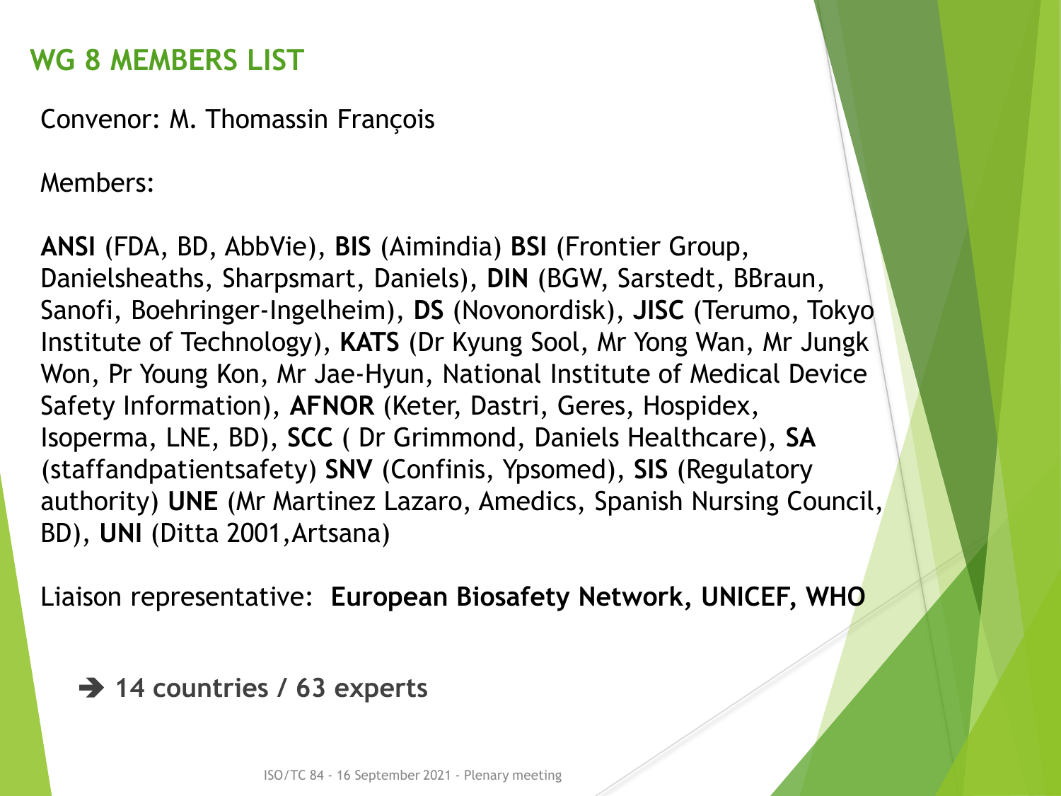## WG 8 MEMBERS LIST

Convenor: M. Thomassin François

Members:

**ANSI** (FDA, BD, AbbVie), **BIS** (Aimindia) **BSI** (Frontier Group, Danielsheaths, Sharpsmart, Daniels), **DIN** (BGW, Sarstedt, BBraun, Sanofi, Boehringer-Ingelheim), **DS** (Novonordisk), **JISC** (Terumo, Tokyo Institute of Technology), **KATS** (Dr Kyung Sool, Mr Yong Wan, Mr Jungk Won, Pr Young Kon, Mr Jae-Hyun, National Institute of Medical Device Safety Information), **AFNOR** (Keter, Dastri, Geres, Hospidex, Isoperma, LNE, BD), **SCC** ( Dr Grimmond, Daniels Healthcare), **SA** (staffandpatientsafety) **SNV** (Confinis, Ypsomed), **SIS** (Regulatory authority) **UNE** (Mr Martinez Lazaro, Amedics, Spanish Nursing Council, BD), **UNI** (Ditta 2001,Artsana)

Liaison representative: **European Biosafety Network, UNICEF, WHO**

➔ **14 countries / 63 experts**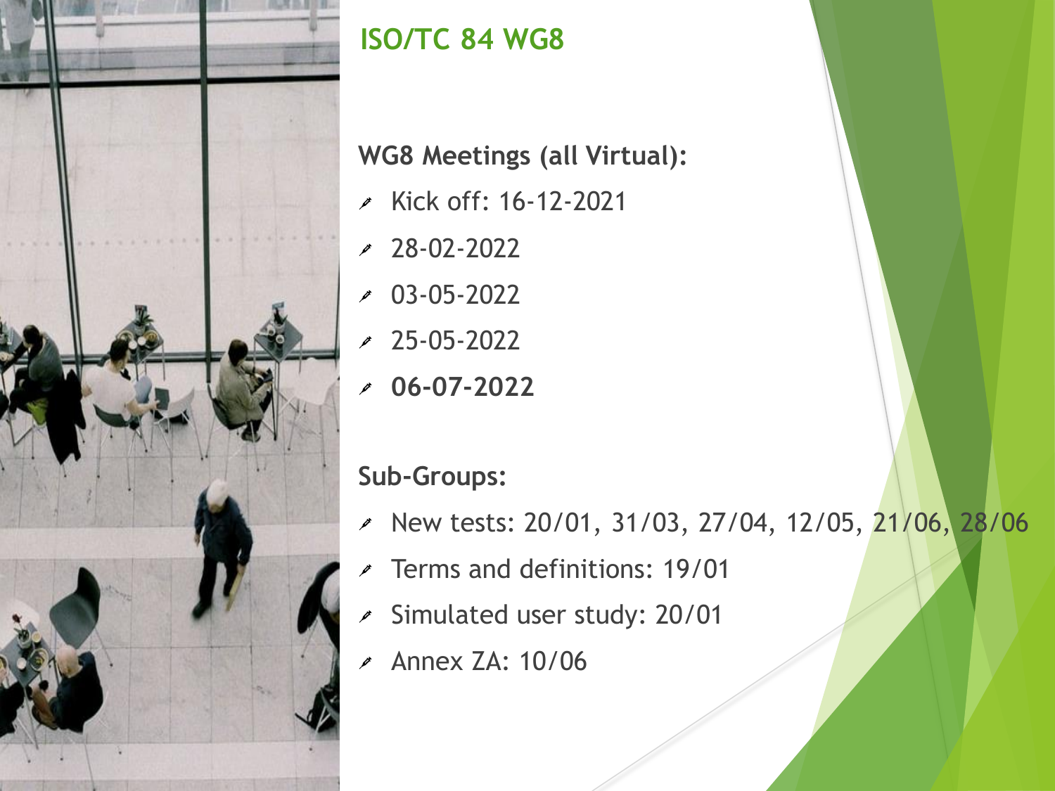# ISO/TC 84 WG8

**WG8 Meetings (all Virtual):**

- Kick off: 16-12-2021
- 28-02-2022
- 03-05-2022
- 25-05-2022
- **06-07-2022**

**Sub-Groups:**

- New tests: 20/01, 31/03, 27/04, 12/05, 21/06, 28/06
- Terms and definitions: 19/01
- Simulated user study: 20/01
- Annex ZA: 10/06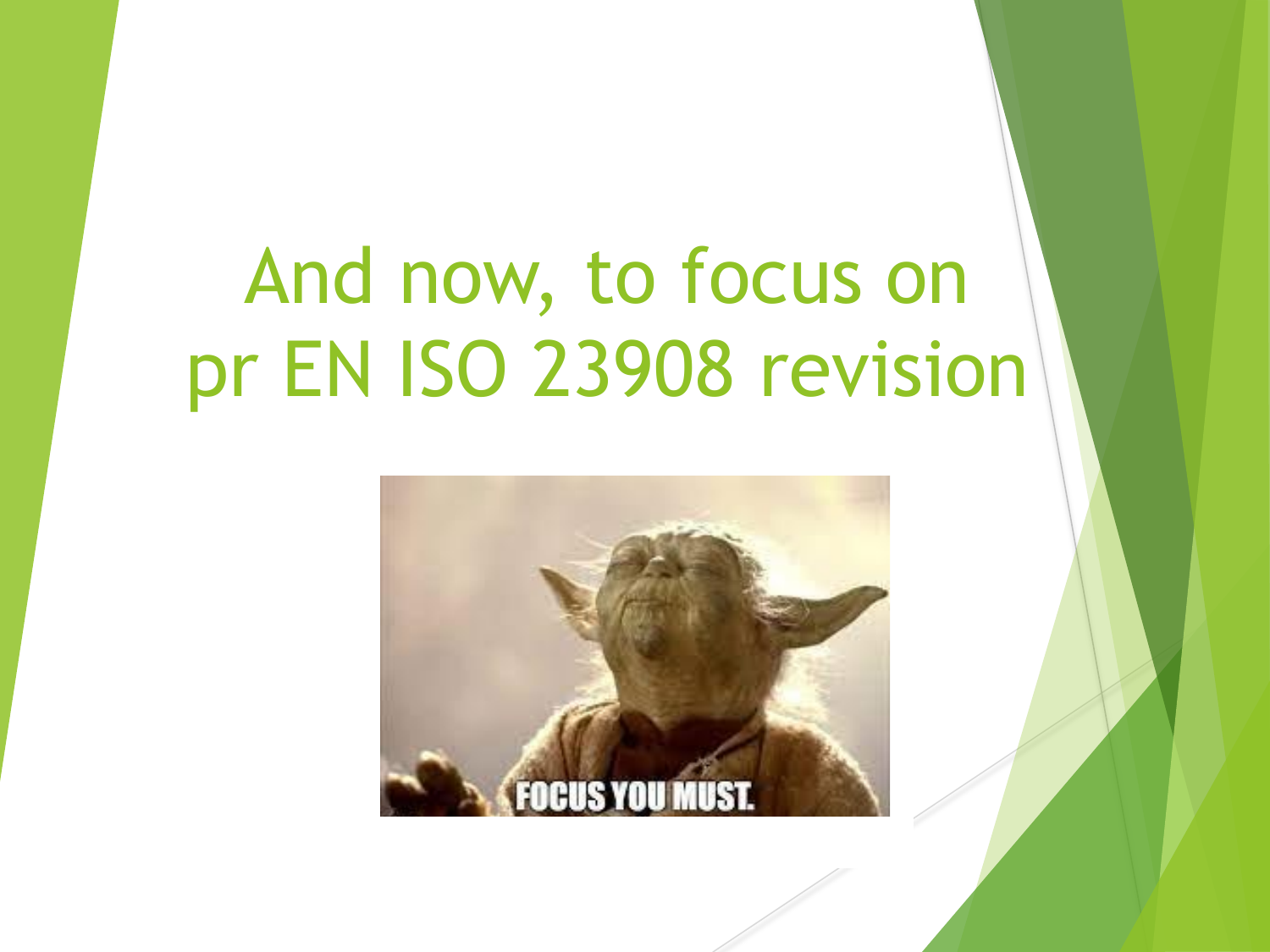# And now, to focus on pr EN ISO 23908 revision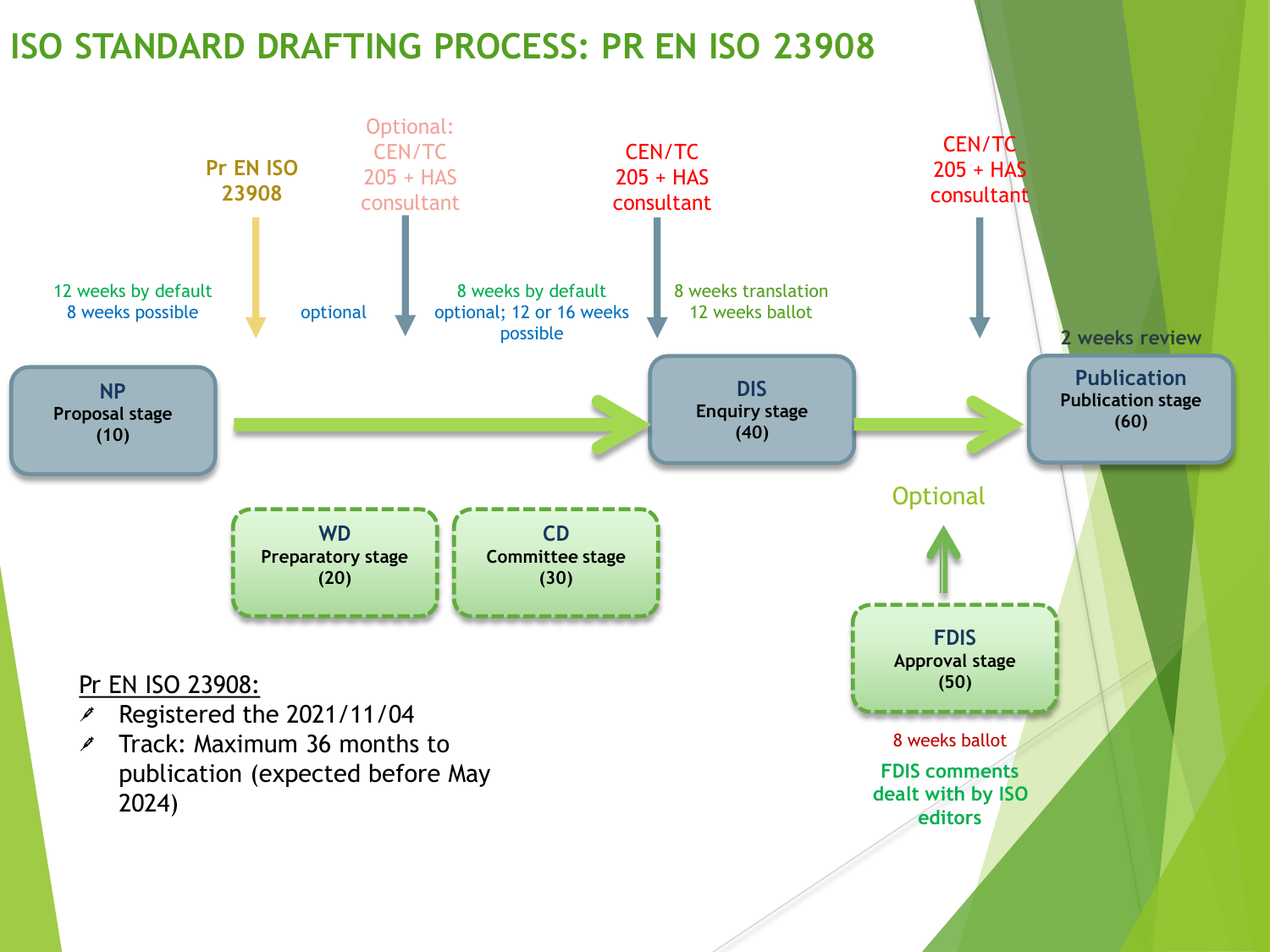# ISO STANDARD DRAFTING PROCESS: PR EN ISO 23908

Pr EN ISO 23908

Optional: CEN/TC 205 + HAS consultant

CEN/TC 205 + HAS consultant

CEN/TC 205 + HAS consultant

12 weeks by default
8 weeks possible

optional

8 weeks by default
optional; 12 or 16 weeks possible

8 weeks translation
12 weeks ballot

2 weeks review

**NP**
**Proposal stage**
**(10)**

**DIS**
**Enquiry stage**
**(40)**

**Publication**
**Publication stage**
**(60)**

**WD**
**Preparatory stage**
**(20)**

**CD**
**Committee stage**
**(30)**

Optional

**FDIS**
**Approval stage**
**(50)**

8 weeks ballot

**FDIS comments dealt with by ISO editors**

Pr EN ISO 23908:

- Registered the 2021/11/04
- Track: Maximum 36 months to publication (expected before May 2024)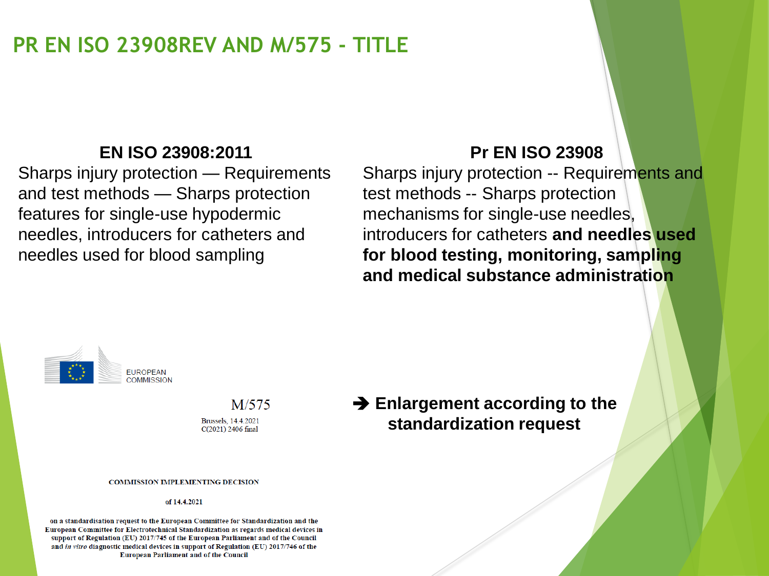# PR EN ISO 23908REV AND M/575 - TITLE

**EN ISO 23908:2011**

Sharps injury protection — Requirements and test methods — Sharps protection features for single-use hypodermic needles, introducers for catheters and needles used for blood sampling

**Pr EN ISO 23908**

Sharps injury protection -- Requirements and test methods -- Sharps protection mechanisms for single-use needles, introducers for catheters **and needles used for blood testing, monitoring, sampling and medical substance administration**

EUROPEAN COMMISSION

M/575

Brussels, 14.4.2021
C(2021) 2406 final

COMMISSION IMPLEMENTING DECISION

of 14.4.2021

on a standardisation request to the European Committee for Standardization and the European Committee for Electrotechnical Standardization as regards medical devices in support of Regulation (EU) 2017/745 of the European Parliament and of the Council and *in vitro* diagnostic medical devices in support of Regulation (EU) 2017/746 of the European Parliament and of the Council

➔ **Enlargement according to the standardization request**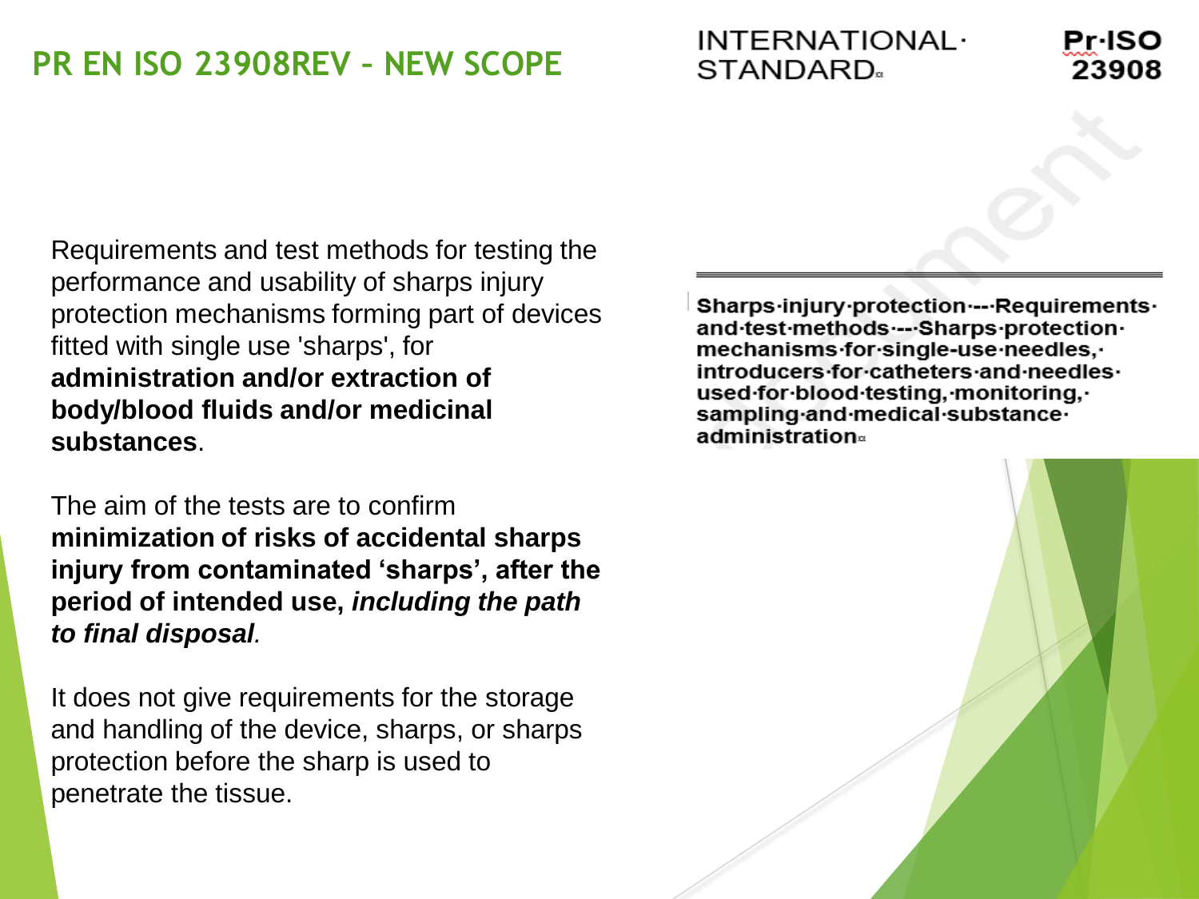# PR EN ISO 23908REV – NEW SCOPE

INTERNATIONAL STANDARD

Pr ISO 23908

Requirements and test methods for testing the performance and usability of sharps injury protection mechanisms forming part of devices fitted with single use 'sharps', for **administration and/or extraction of body/blood fluids and/or medicinal substances**.

The aim of the tests are to confirm **minimization of risks of accidental sharps injury from contaminated 'sharps', after the period of intended use, *including the path to final disposal*.**

It does not give requirements for the storage and handling of the device, sharps, or sharps protection before the sharp is used to penetrate the tissue.

**Sharps injury protection — Requirements and test methods — Sharps protection mechanisms for single-use needles, introducers for catheters and needles used for blood testing, monitoring, sampling and medical substance administration**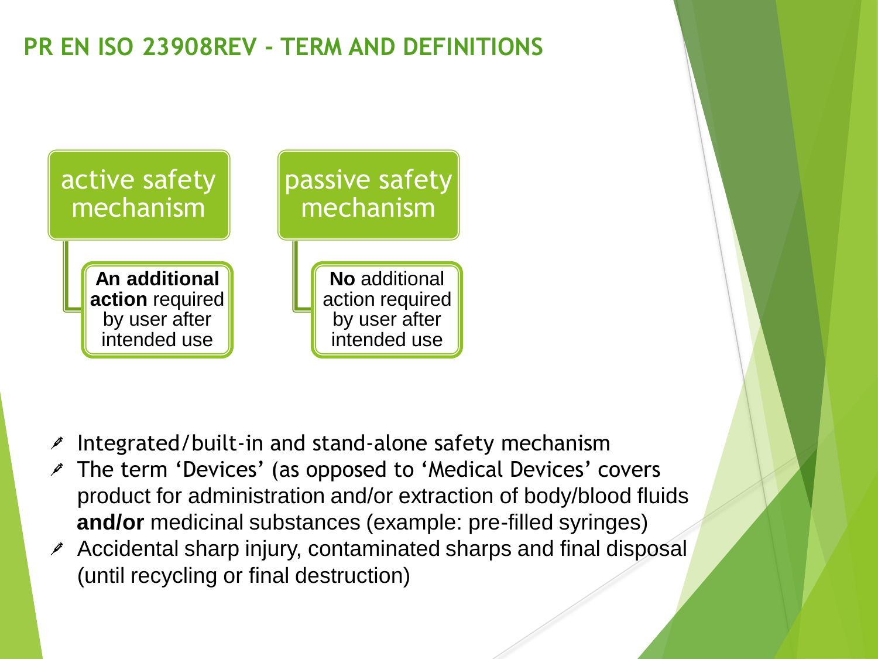# PR EN ISO 23908REV - TERM AND DEFINITIONS

**active safety mechanism**

- **An additional action** required by user after intended use

**passive safety mechanism**

- **No** additional action required by user after intended use

- Integrated/built-in and stand-alone safety mechanism
- The term ‘Devices’ (as opposed to ‘Medical Devices’ covers product for administration and/or extraction of body/blood fluids **and/or** medicinal substances (example: pre-filled syringes)
- Accidental sharp injury, contaminated sharps and final disposal (until recycling or final destruction)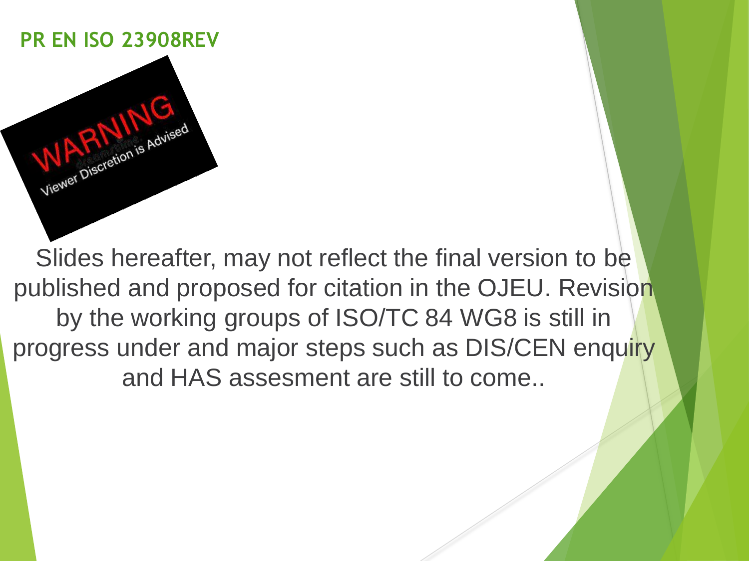## PR EN ISO 23908REV

WARNING
Viewer Discretion is Advised

Slides hereafter, may not reflect the final version to be published and proposed for citation in the OJEU. Revision by the working groups of ISO/TC 84 WG8 is still in progress under and major steps such as DIS/CEN enquiry and HAS assesment are still to come..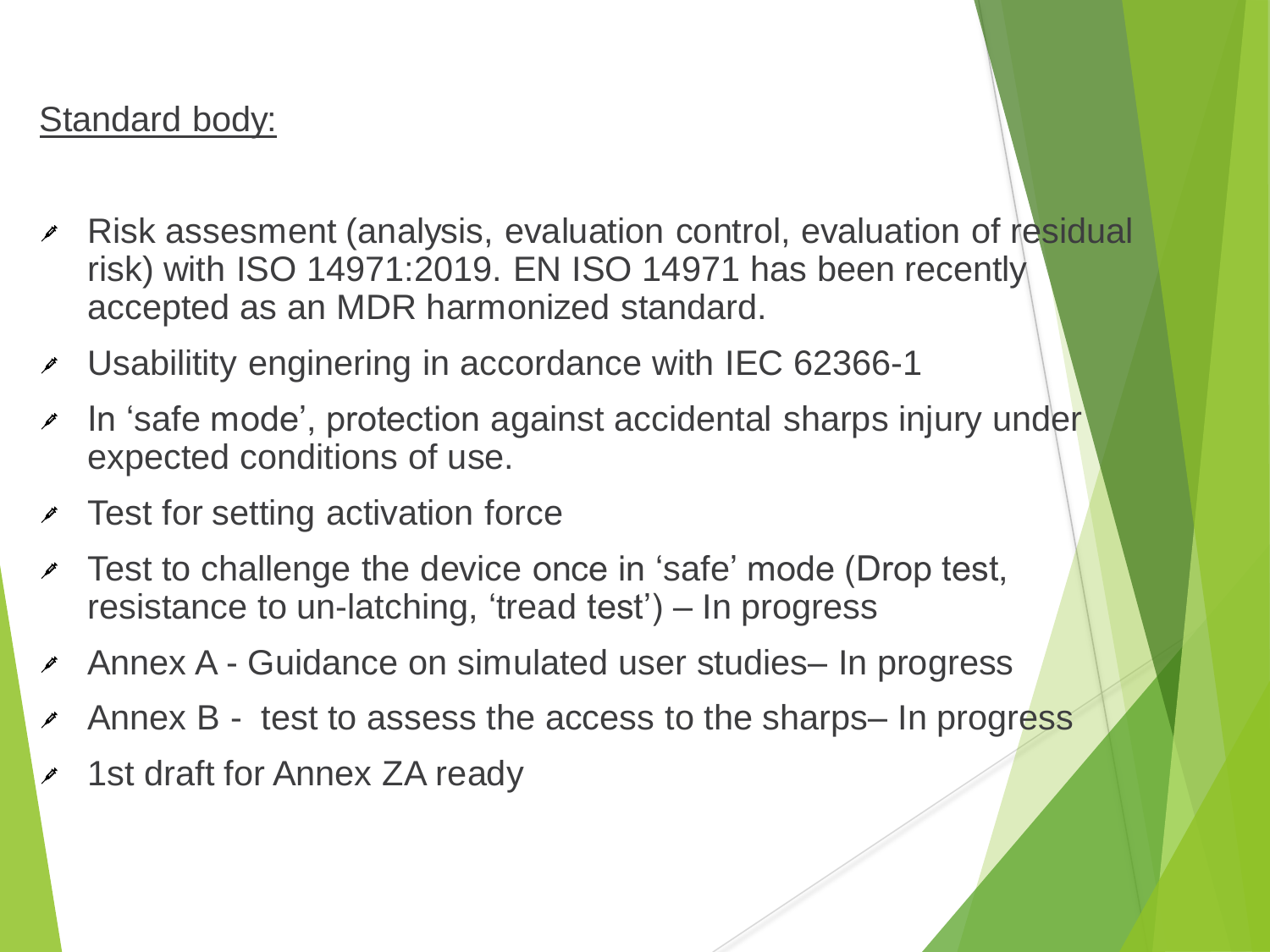Standard body:

- Risk assesment (analysis, evaluation control, evaluation of residual risk) with ISO 14971:2019. EN ISO 14971 has been recently accepted as an MDR harmonized standard.
- Usabilitity enginering in accordance with IEC 62366-1
- In ‘safe mode’, protection against accidental sharps injury under expected conditions of use.
- Test for setting activation force
- Test to challenge the device once in ‘safe’ mode (Drop test, resistance to un-latching, ‘tread test’) – In progress
- Annex A - Guidance on simulated user studies– In progress
- Annex B - test to assess the access to the sharps– In progress
- 1st draft for Annex ZA ready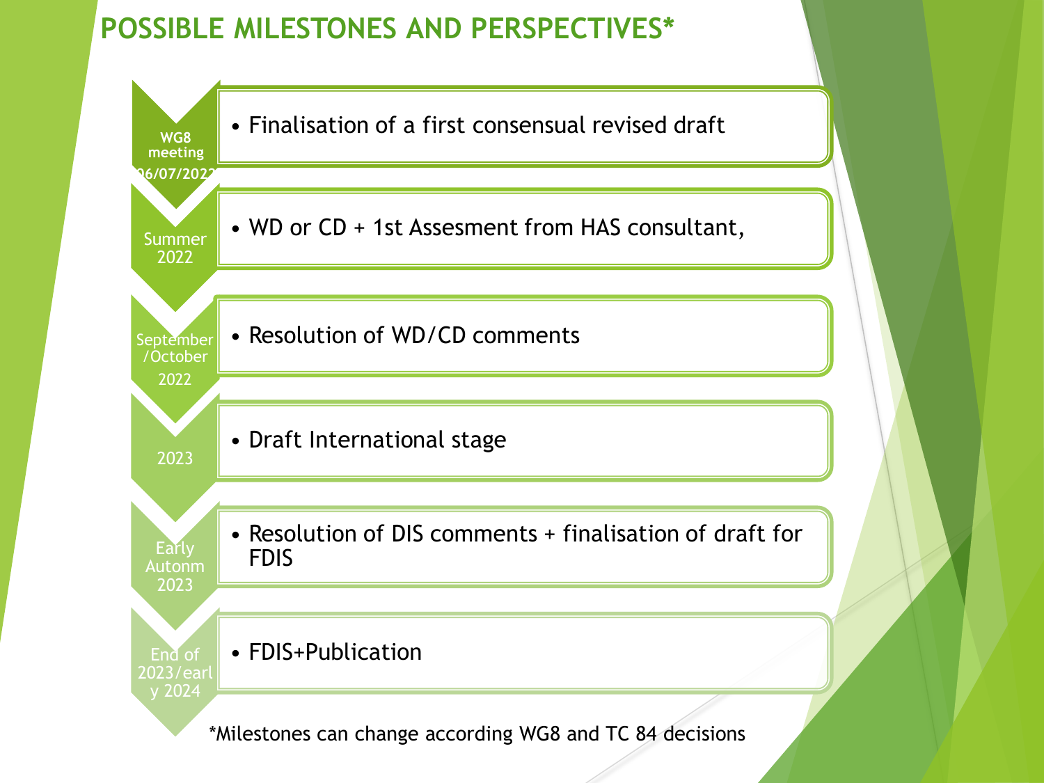# POSSIBLE MILESTONES AND PERSPECTIVES*

**WG8 meeting 06/07/2022**

- Finalisation of a first consensual revised draft

**Summer 2022**

- WD or CD + 1st Assesment from HAS consultant,

**September /October 2022**

- Resolution of WD/CD comments

**2023**

- Draft International stage

**Early Autonm 2023**

- Resolution of DIS comments + finalisation of draft for FDIS

**End of 2023/early 2024**

- FDIS+Publication

*Milestones can change according WG8 and TC 84 decisions